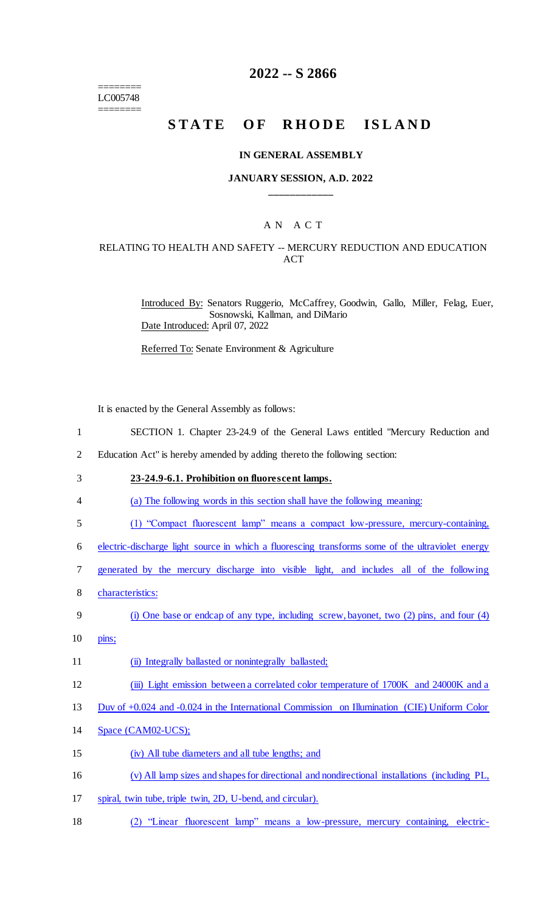========
LC005748
========

# 2022 -- S 2866

# STATE OF RHODE ISLAND

## IN GENERAL ASSEMBLY

### JANUARY SESSION, A.D. 2022

---

## AN ACT

### RELATING TO HEALTH AND SAFETY -- MERCURY REDUCTION AND EDUCATION ACT

Introduced By: Senators Ruggerio, McCaffrey, Goodwin, Gallo, Miller, Felag, Euer, Sosnowski, Kallman, and DiMario

Date Introduced: April 07, 2022

Referred To: Senate Environment & Agriculture

It is enacted by the General Assembly as follows:

1 SECTION 1. Chapter 23-24.9 of the General Laws entitled "Mercury Reduction and
2 Education Act" is hereby amended by adding thereto the following section:

3 **23-24.9-6.1. Prohibition on fluorescent lamps.**

4 (a) The following words in this section shall have the following meaning:

5 (1) "Compact fluorescent lamp" means a compact low-pressure, mercury-containing,
6 electric-discharge light source in which a fluorescing transforms some of the ultraviolet energy
7 generated by the mercury discharge into visible light, and includes all of the following
8 characteristics:

9 (i) One base or endcap of any type, including screw, bayonet, two (2) pins, and four (4)
10 pins;

11 (ii) Integrally ballasted or nonintegrally ballasted;

12 (iii) Light emission between a correlated color temperature of 1700K and 24000K and a
13 Duv of +0.024 and -0.024 in the International Commission on Illumination (CIE) Uniform Color
14 Space (CAM02-UCS);

15 (iv) All tube diameters and all tube lengths; and

16 (v) All lamp sizes and shapes for directional and nondirectional installations (including PL,
17 spiral, twin tube, triple twin, 2D, U-bend, and circular).

18 (2) "Linear fluorescent lamp" means a low-pressure, mercury containing, electric-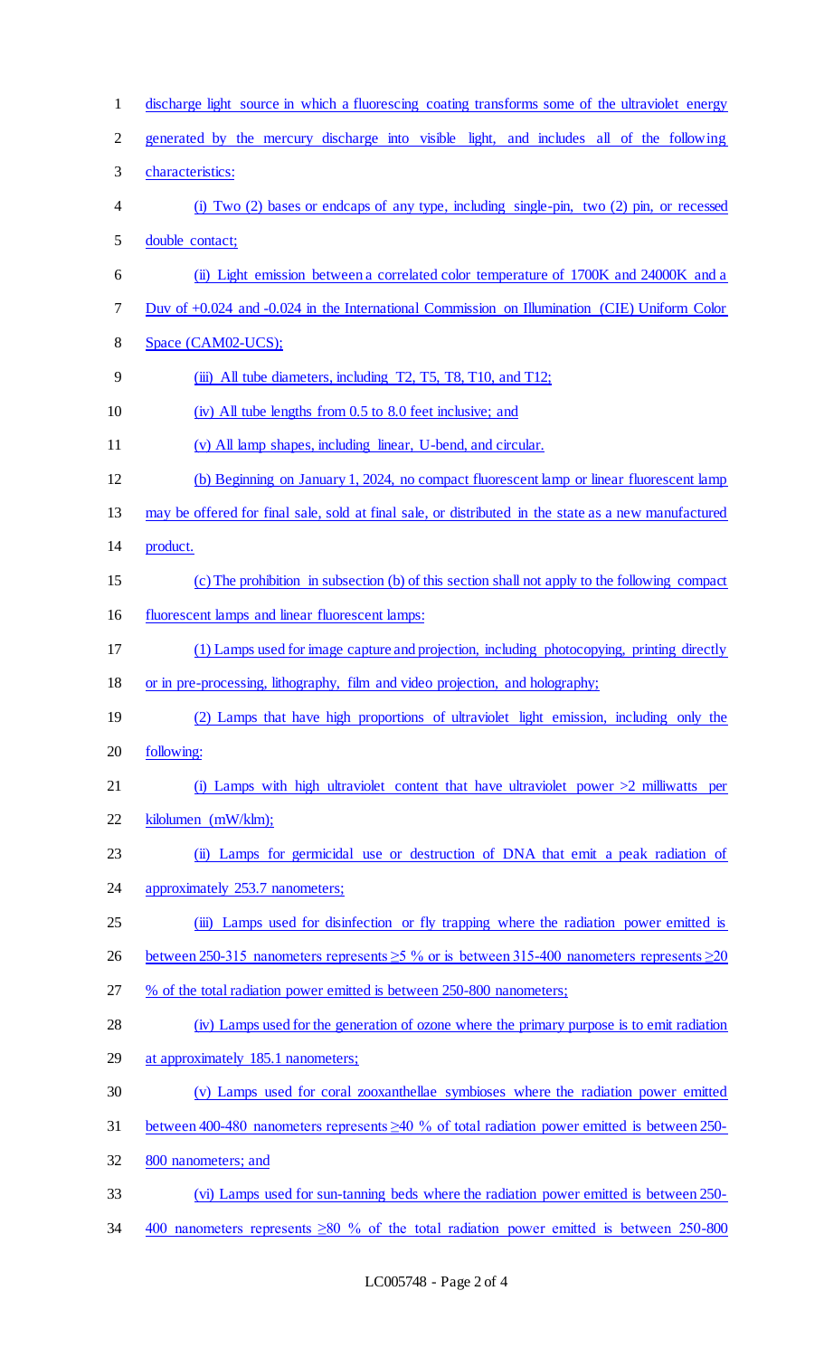discharge light source in which a fluorescing coating transforms some of the ultraviolet energy generated by the mercury discharge into visible light, and includes all of the following characteristics:

(i) Two (2) bases or endcaps of any type, including single-pin, two (2) pin, or recessed double contact;

(ii) Light emission between a correlated color temperature of 1700K and 24000K and a Duv of +0.024 and -0.024 in the International Commission on Illumination (CIE) Uniform Color Space (CAM02-UCS);

(iii) All tube diameters, including T2, T5, T8, T10, and T12;

(iv) All tube lengths from 0.5 to 8.0 feet inclusive; and

(v) All lamp shapes, including linear, U-bend, and circular.

(b) Beginning on January 1, 2024, no compact fluorescent lamp or linear fluorescent lamp may be offered for final sale, sold at final sale, or distributed in the state as a new manufactured product.

(c) The prohibition in subsection (b) of this section shall not apply to the following compact fluorescent lamps and linear fluorescent lamps:

(1) Lamps used for image capture and projection, including photocopying, printing directly or in pre-processing, lithography, film and video projection, and holography;

(2) Lamps that have high proportions of ultraviolet light emission, including only the following:

(i) Lamps with high ultraviolet content that have ultraviolet power >2 milliwatts per kilolumen (mW/klm);

(ii) Lamps for germicidal use or destruction of DNA that emit a peak radiation of approximately 253.7 nanometers;

(iii) Lamps used for disinfection or fly trapping where the radiation power emitted is between 250-315 nanometers represents ≥5 % or is between 315-400 nanometers represents ≥20 % of the total radiation power emitted is between 250-800 nanometers;

(iv) Lamps used for the generation of ozone where the primary purpose is to emit radiation at approximately 185.1 nanometers;

(v) Lamps used for coral zooxanthellae symbioses where the radiation power emitted between 400-480 nanometers represents ≥40 % of total radiation power emitted is between 250-800 nanometers; and

(vi) Lamps used for sun-tanning beds where the radiation power emitted is between 250-400 nanometers represents ≥80 % of the total radiation power emitted is between 250-800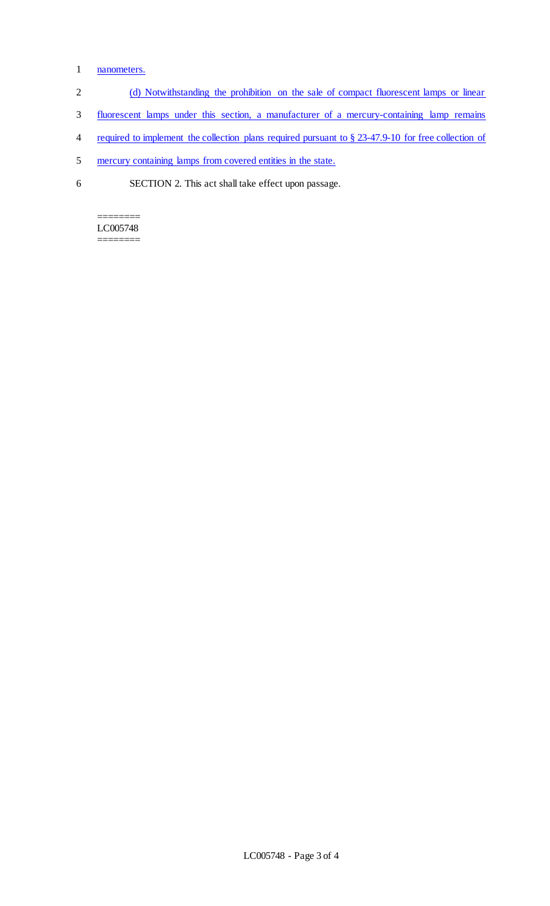nanometers.

(d) Notwithstanding the prohibition on the sale of compact fluorescent lamps or linear fluorescent lamps under this section, a manufacturer of a mercury-containing lamp remains required to implement the collection plans required pursuant to § 23-47.9-10 for free collection of mercury containing lamps from covered entities in the state.

SECTION 2. This act shall take effect upon passage.

========
LC005748
========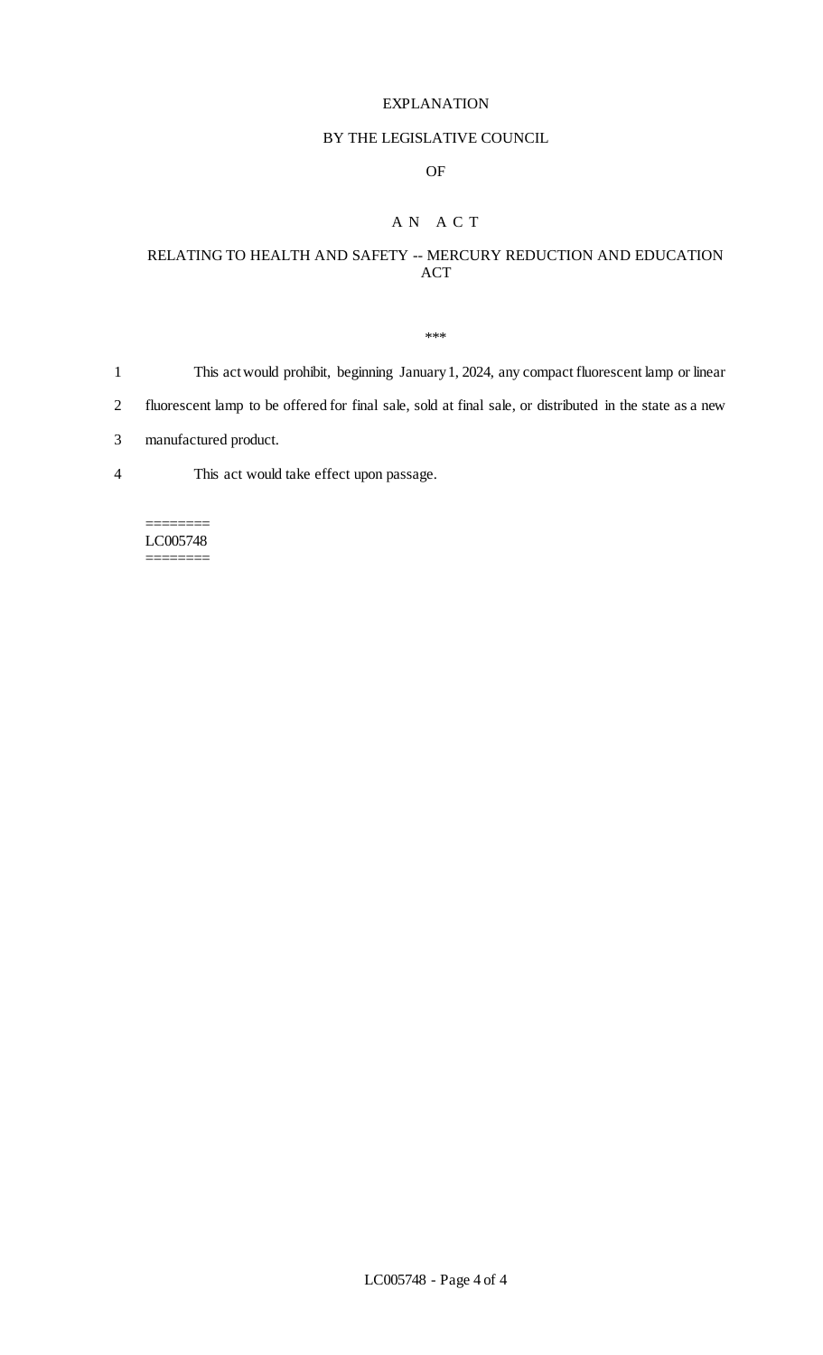EXPLANATION

BY THE LEGISLATIVE COUNCIL

OF

A N A C T

RELATING TO HEALTH AND SAFETY -- MERCURY REDUCTION AND EDUCATION ACT

***

1 This act would prohibit, beginning January 1, 2024, any compact fluorescent lamp or linear

2 fluorescent lamp to be offered for final sale, sold at final sale, or distributed in the state as a new

3 manufactured product.

4 This act would take effect upon passage.

========
LC005748
========